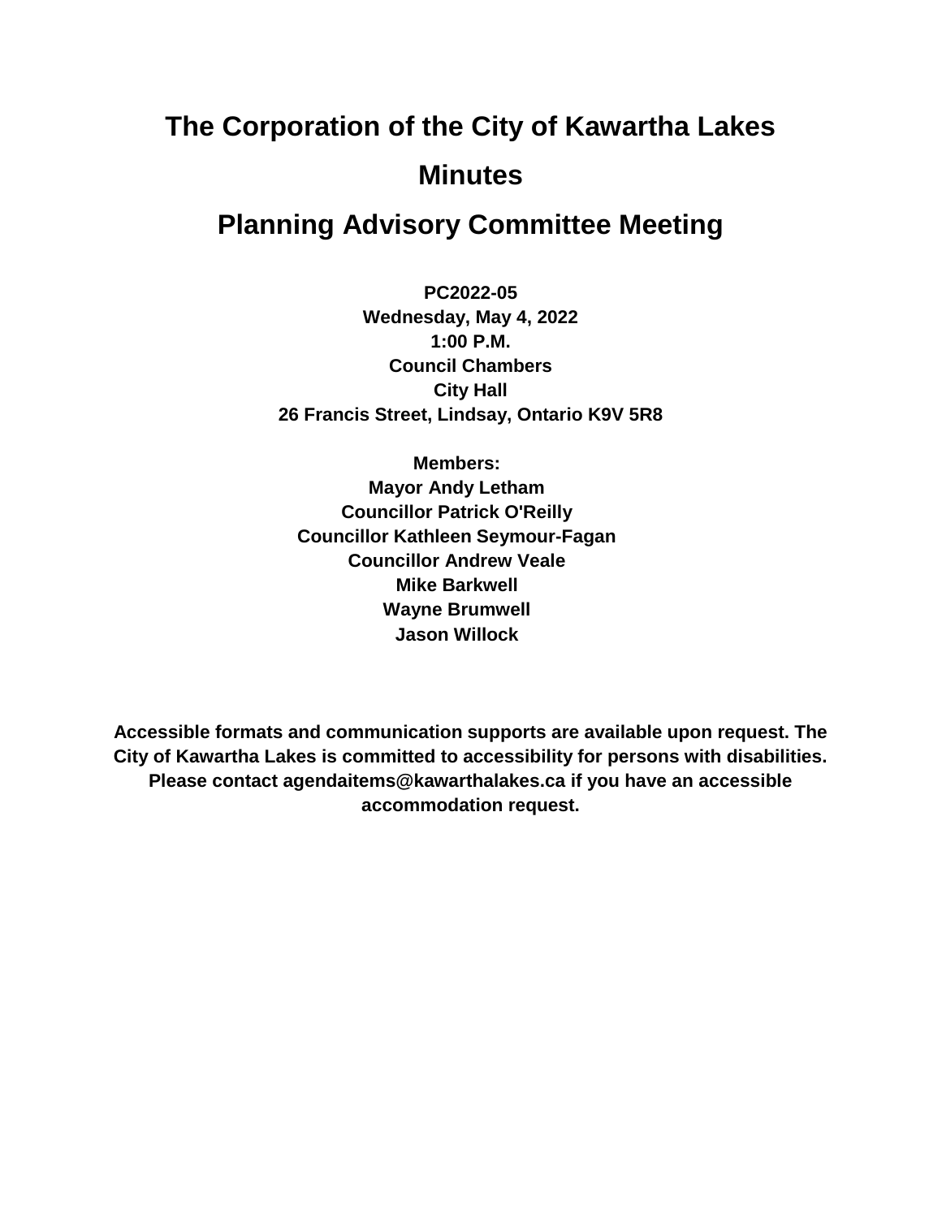# The Corporation of the City of Kawartha Lakes

# Minutes

# Planning Advisory Committee Meeting

**PC2022-05**
**Wednesday, May 4, 2022**
**1:00 P.M.**
**Council Chambers**
**City Hall**
**26 Francis Street, Lindsay, Ontario K9V 5R8**

**Members:**
**Mayor Andy Letham**
**Councillor Patrick O'Reilly**
**Councillor Kathleen Seymour-Fagan**
**Councillor Andrew Veale**
**Mike Barkwell**
**Wayne Brumwell**
**Jason Willock**

**Accessible formats and communication supports are available upon request. The City of Kawartha Lakes is committed to accessibility for persons with disabilities. Please contact agendaitems@kawarthalakes.ca if you have an accessible accommodation request.**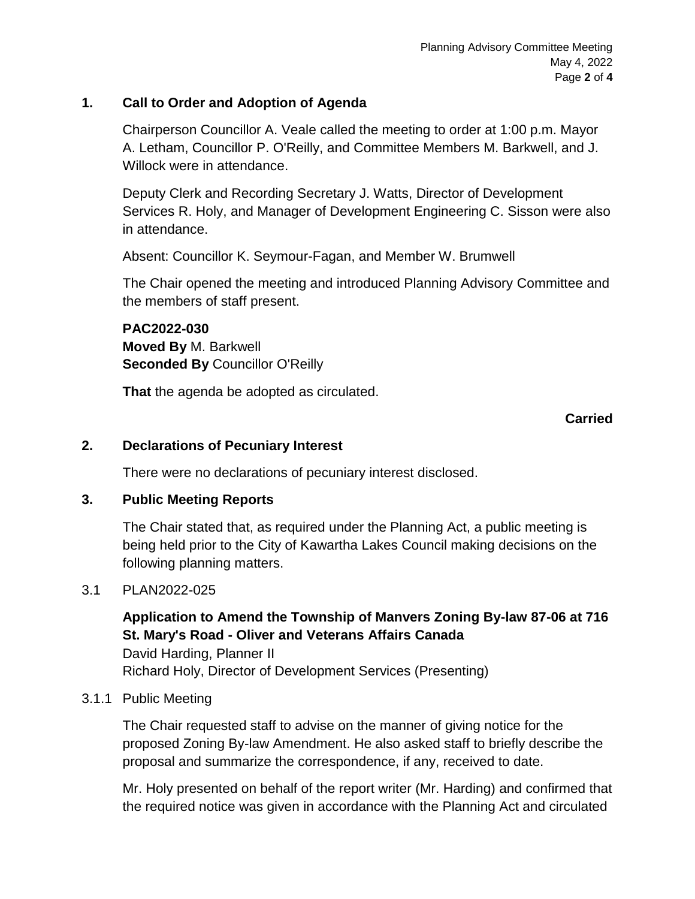## 1. Call to Order and Adoption of Agenda

Chairperson Councillor A. Veale called the meeting to order at 1:00 p.m. Mayor A. Letham, Councillor P. O'Reilly, and Committee Members M. Barkwell, and J. Willock were in attendance.

Deputy Clerk and Recording Secretary J. Watts, Director of Development Services R. Holy, and Manager of Development Engineering C. Sisson were also in attendance.

Absent: Councillor K. Seymour-Fagan, and Member W. Brumwell

The Chair opened the meeting and introduced Planning Advisory Committee and the members of staff present.

**PAC2022-030**
**Moved By** M. Barkwell
**Seconded By** Councillor O'Reilly

**That** the agenda be adopted as circulated.

**Carried**

## 2. Declarations of Pecuniary Interest

There were no declarations of pecuniary interest disclosed.

## 3. Public Meeting Reports

The Chair stated that, as required under the Planning Act, a public meeting is being held prior to the City of Kawartha Lakes Council making decisions on the following planning matters.

### 3.1 PLAN2022-025

**Application to Amend the Township of Manvers Zoning By-law 87-06 at 716 St. Mary's Road - Oliver and Veterans Affairs Canada**
David Harding, Planner II
Richard Holy, Director of Development Services (Presenting)

#### 3.1.1 Public Meeting

The Chair requested staff to advise on the manner of giving notice for the proposed Zoning By-law Amendment. He also asked staff to briefly describe the proposal and summarize the correspondence, if any, received to date.

Mr. Holy presented on behalf of the report writer (Mr. Harding) and confirmed that the required notice was given in accordance with the Planning Act and circulated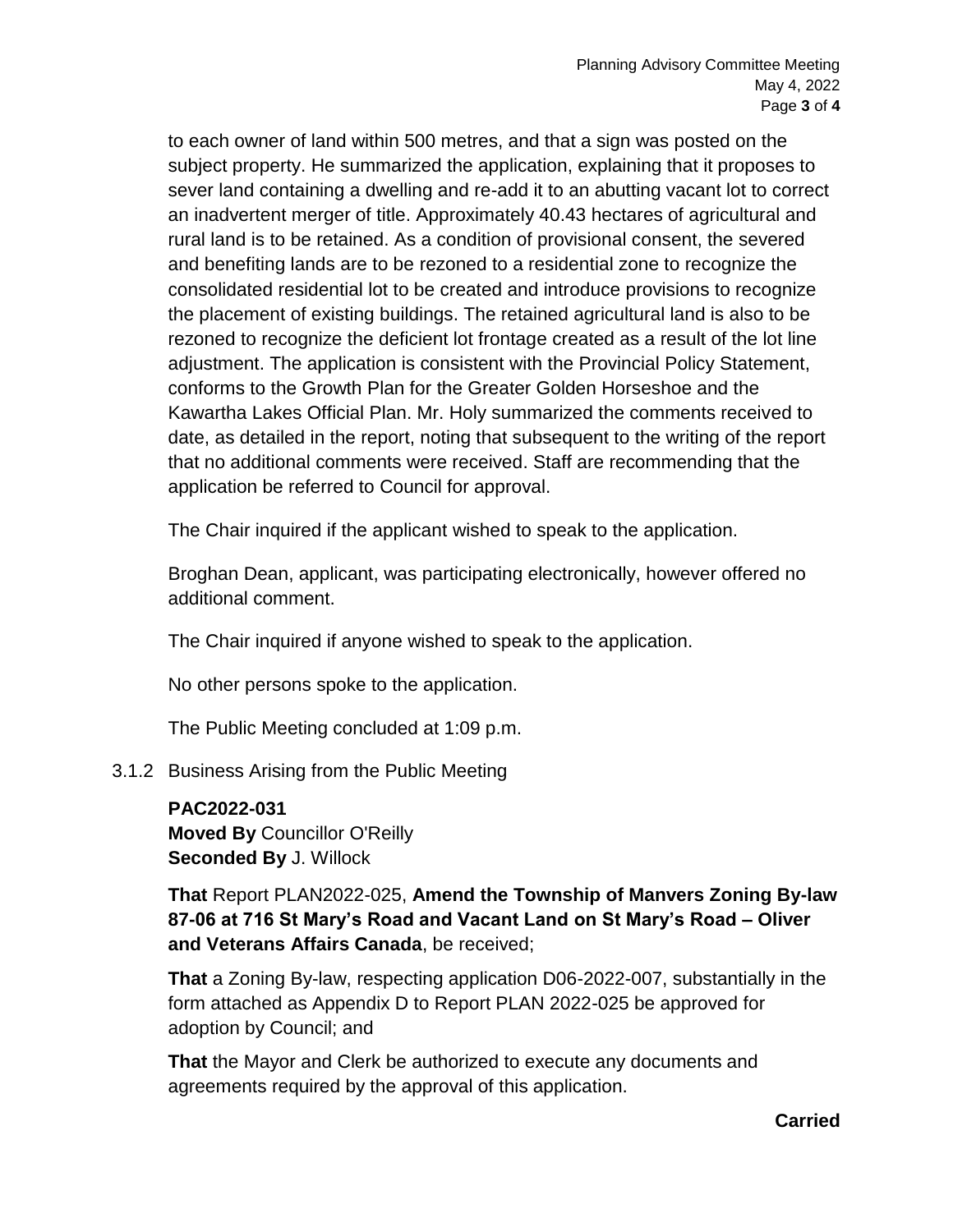to each owner of land within 500 metres, and that a sign was posted on the subject property. He summarized the application, explaining that it proposes to sever land containing a dwelling and re-add it to an abutting vacant lot to correct an inadvertent merger of title. Approximately 40.43 hectares of agricultural and rural land is to be retained. As a condition of provisional consent, the severed and benefiting lands are to be rezoned to a residential zone to recognize the consolidated residential lot to be created and introduce provisions to recognize the placement of existing buildings. The retained agricultural land is also to be rezoned to recognize the deficient lot frontage created as a result of the lot line adjustment. The application is consistent with the Provincial Policy Statement, conforms to the Growth Plan for the Greater Golden Horseshoe and the Kawartha Lakes Official Plan. Mr. Holy summarized the comments received to date, as detailed in the report, noting that subsequent to the writing of the report that no additional comments were received. Staff are recommending that the application be referred to Council for approval.

The Chair inquired if the applicant wished to speak to the application.

Broghan Dean, applicant, was participating electronically, however offered no additional comment.

The Chair inquired if anyone wished to speak to the application.

No other persons spoke to the application.

The Public Meeting concluded at 1:09 p.m.

3.1.2 Business Arising from the Public Meeting

**PAC2022-031**
**Moved By** Councillor O'Reilly
**Seconded By** J. Willock

**That** Report PLAN2022-025, **Amend the Township of Manvers Zoning By-law 87-06 at 716 St Mary's Road and Vacant Land on St Mary's Road – Oliver and Veterans Affairs Canada**, be received;

**That** a Zoning By-law, respecting application D06-2022-007, substantially in the form attached as Appendix D to Report PLAN 2022-025 be approved for adoption by Council; and

**That** the Mayor and Clerk be authorized to execute any documents and agreements required by the approval of this application.

**Carried**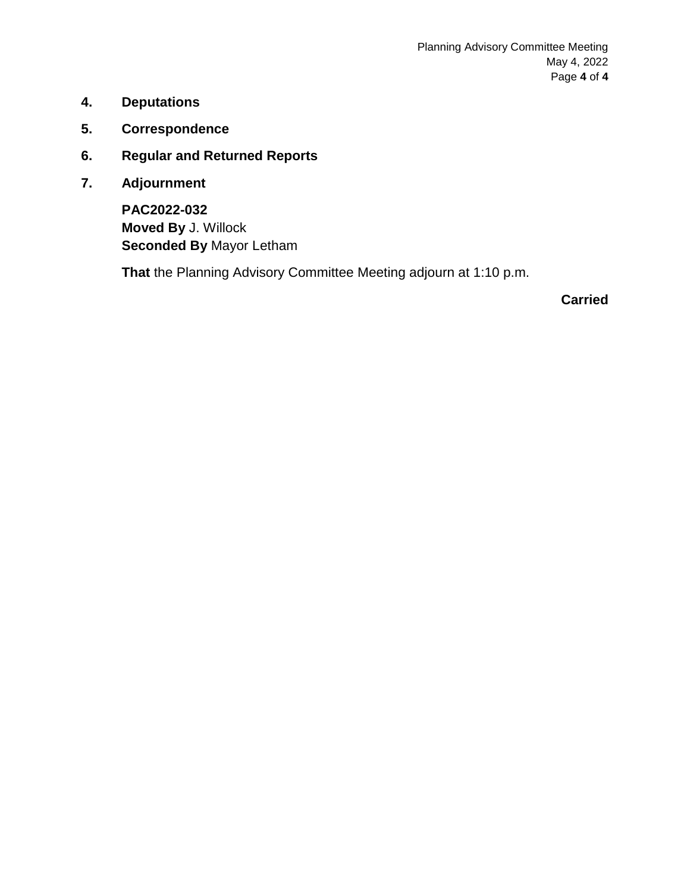## 4. Deputations

## 5. Correspondence

## 6. Regular and Returned Reports

## 7. Adjournment

**PAC2022-032**
**Moved By** J. Willock
**Seconded By** Mayor Letham

**That** the Planning Advisory Committee Meeting adjourn at 1:10 p.m.

**Carried**